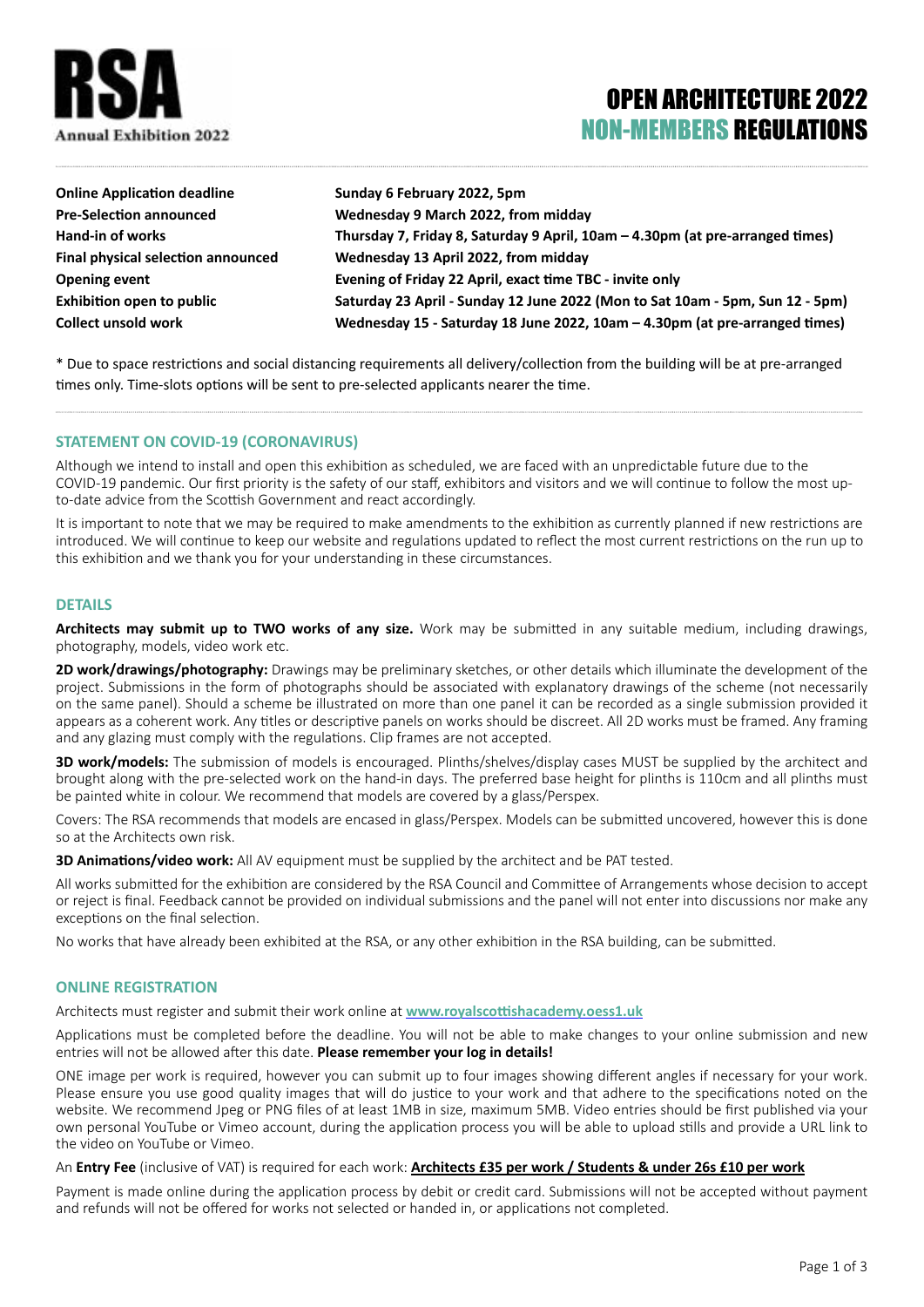RSA
Annual Exhibition 2022

# OPEN ARCHITECTURE 2022 NON-MEMBERS REGULATIONS

| | |
|---|---|
| **Online Application deadline** | **Sunday 6 February 2022, 5pm** |
| **Pre-Selection announced** | **Wednesday 9 March 2022, from midday** |
| **Hand-in of works** | **Thursday 7, Friday 8, Saturday 9 April, 10am – 4.30pm (at pre-arranged times)** |
| **Final physical selection announced** | **Wednesday 13 April 2022, from midday** |
| **Opening event** | **Evening of Friday 22 April, exact time TBC - invite only** |
| **Exhibition open to public** | **Saturday 23 April - Sunday 12 June 2022 (Mon to Sat 10am - 5pm, Sun 12 - 5pm)** |
| **Collect unsold work** | **Wednesday 15 - Saturday 18 June 2022, 10am – 4.30pm (at pre-arranged times)** |

* Due to space restrictions and social distancing requirements all delivery/collection from the building will be at pre-arranged times only. Time-slots options will be sent to pre-selected applicants nearer the time.

## STATEMENT ON COVID-19 (CORONAVIRUS)

Although we intend to install and open this exhibition as scheduled, we are faced with an unpredictable future due to the COVID-19 pandemic. Our first priority is the safety of our staff, exhibitors and visitors and we will continue to follow the most up-to-date advice from the Scottish Government and react accordingly.

It is important to note that we may be required to make amendments to the exhibition as currently planned if new restrictions are introduced. We will continue to keep our website and regulations updated to reflect the most current restrictions on the run up to this exhibition and we thank you for your understanding in these circumstances.

## DETAILS

**Architects may submit up to TWO works of any size.** Work may be submitted in any suitable medium, including drawings, photography, models, video work etc.

**2D work/drawings/photography:** Drawings may be preliminary sketches, or other details which illuminate the development of the project. Submissions in the form of photographs should be associated with explanatory drawings of the scheme (not necessarily on the same panel). Should a scheme be illustrated on more than one panel it can be recorded as a single submission provided it appears as a coherent work. Any titles or descriptive panels on works should be discreet. All 2D works must be framed. Any framing and any glazing must comply with the regulations. Clip frames are not accepted.

**3D work/models:** The submission of models is encouraged. Plinths/shelves/display cases MUST be supplied by the architect and brought along with the pre-selected work on the hand-in days. The preferred base height for plinths is 110cm and all plinths must be painted white in colour. We recommend that models are covered by a glass/Perspex.

Covers: The RSA recommends that models are encased in glass/Perspex. Models can be submitted uncovered, however this is done so at the Architects own risk.

**3D Animations/video work:** All AV equipment must be supplied by the architect and be PAT tested.

All works submitted for the exhibition are considered by the RSA Council and Committee of Arrangements whose decision to accept or reject is final. Feedback cannot be provided on individual submissions and the panel will not enter into discussions nor make any exceptions on the final selection.

No works that have already been exhibited at the RSA, or any other exhibition in the RSA building, can be submitted.

## ONLINE REGISTRATION

Architects must register and submit their work online at **www.royalscottishacademy.oess1.uk**

Applications must be completed before the deadline. You will not be able to make changes to your online submission and new entries will not be allowed after this date. **Please remember your log in details!**

ONE image per work is required, however you can submit up to four images showing different angles if necessary for your work. Please ensure you use good quality images that will do justice to your work and that adhere to the specifications noted on the website. We recommend Jpeg or PNG files of at least 1MB in size, maximum 5MB. Video entries should be first published via your own personal YouTube or Vimeo account, during the application process you will be able to upload stills and provide a URL link to the video on YouTube or Vimeo.

An **Entry Fee** (inclusive of VAT) is required for each work: **Architects £35 per work / Students & under 26s £10 per work**

Payment is made online during the application process by debit or credit card. Submissions will not be accepted without payment and refunds will not be offered for works not selected or handed in, or applications not completed.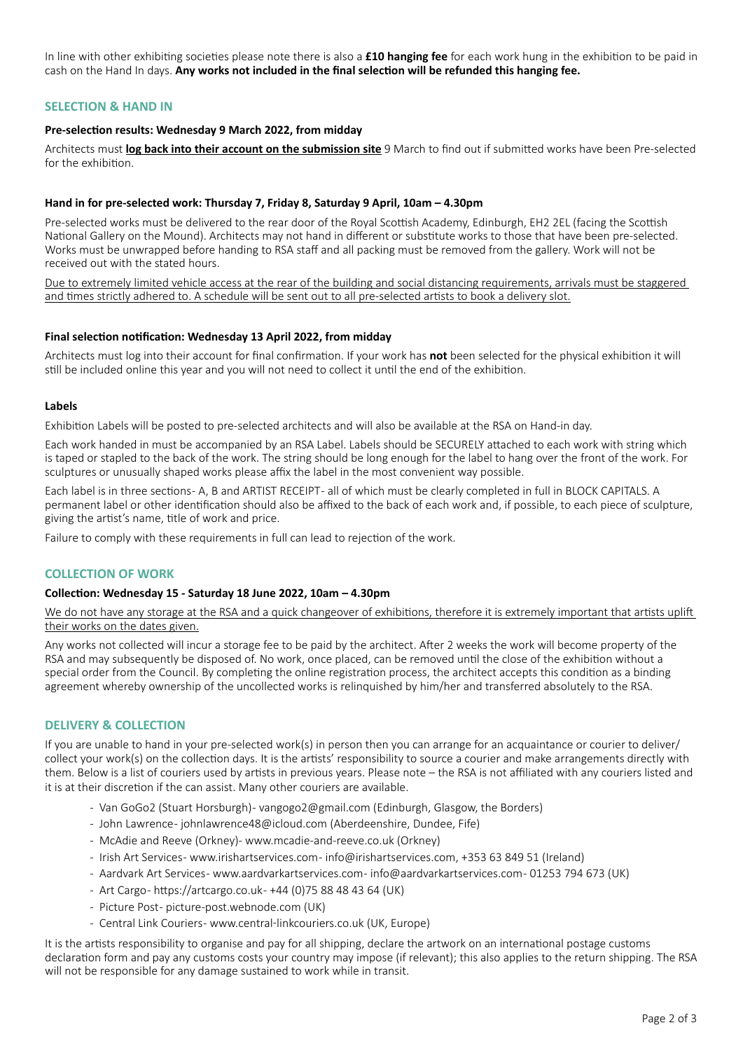In line with other exhibiting societies please note there is also a **£10 hanging fee** for each work hung in the exhibition to be paid in cash on the Hand In days. **Any works not included in the final selection will be refunded this hanging fee.**

## SELECTION & HAND IN

**Pre-selection results: Wednesday 9 March 2022, from midday**

Architects must **log back into their account on the submission site** 9 March to find out if submitted works have been Pre-selected for the exhibition.

**Hand in for pre-selected work: Thursday 7, Friday 8, Saturday 9 April, 10am – 4.30pm**

Pre-selected works must be delivered to the rear door of the Royal Scottish Academy, Edinburgh, EH2 2EL (facing the Scottish National Gallery on the Mound). Architects may not hand in different or substitute works to those that have been pre-selected. Works must be unwrapped before handing to RSA staff and all packing must be removed from the gallery. Work will not be received out with the stated hours.

Due to extremely limited vehicle access at the rear of the building and social distancing requirements, arrivals must be staggered and times strictly adhered to. A schedule will be sent out to all pre-selected artists to book a delivery slot.

**Final selection notification: Wednesday 13 April 2022, from midday**

Architects must log into their account for final confirmation. If your work has **not** been selected for the physical exhibition it will still be included online this year and you will not need to collect it until the end of the exhibition.

**Labels**

Exhibition Labels will be posted to pre-selected architects and will also be available at the RSA on Hand-in day.

Each work handed in must be accompanied by an RSA Label. Labels should be SECURELY attached to each work with string which is taped or stapled to the back of the work. The string should be long enough for the label to hang over the front of the work. For sculptures or unusually shaped works please affix the label in the most convenient way possible.

Each label is in three sections- A, B and ARTIST RECEIPT- all of which must be clearly completed in full in BLOCK CAPITALS. A permanent label or other identification should also be affixed to the back of each work and, if possible, to each piece of sculpture, giving the artist's name, title of work and price.

Failure to comply with these requirements in full can lead to rejection of the work.

## COLLECTION OF WORK

**Collection: Wednesday 15 - Saturday 18 June 2022, 10am – 4.30pm**

We do not have any storage at the RSA and a quick changeover of exhibitions, therefore it is extremely important that artists uplift their works on the dates given.

Any works not collected will incur a storage fee to be paid by the architect. After 2 weeks the work will become property of the RSA and may subsequently be disposed of. No work, once placed, can be removed until the close of the exhibition without a special order from the Council. By completing the online registration process, the architect accepts this condition as a binding agreement whereby ownership of the uncollected works is relinquished by him/her and transferred absolutely to the RSA.

## DELIVERY & COLLECTION

If you are unable to hand in your pre-selected work(s) in person then you can arrange for an acquaintance or courier to deliver/collect your work(s) on the collection days. It is the artists' responsibility to source a courier and make arrangements directly with them. Below is a list of couriers used by artists in previous years. Please note – the RSA is not affiliated with any couriers listed and it is at their discretion if the can assist. Many other couriers are available.

- Van GoGo2 (Stuart Horsburgh)- vangogo2@gmail.com (Edinburgh, Glasgow, the Borders)
- John Lawrence- johnlawrence48@icloud.com (Aberdeenshire, Dundee, Fife)
- McAdie and Reeve (Orkney)- www.mcadie-and-reeve.co.uk (Orkney)
- Irish Art Services- www.irishartservices.com- info@irishartservices.com, +353 63 849 51 (Ireland)
- Aardvark Art Services- www.aardvarkartservices.com- info@aardvarkartservices.com- 01253 794 673 (UK)
- Art Cargo- https://artcargo.co.uk- +44 (0)75 88 48 43 64 (UK)
- Picture Post- picture-post.webnode.com (UK)
- Central Link Couriers- www.central-linkcouriers.co.uk (UK, Europe)

It is the artists responsibility to organise and pay for all shipping, declare the artwork on an international postage customs declaration form and pay any customs costs your country may impose (if relevant); this also applies to the return shipping. The RSA will not be responsible for any damage sustained to work while in transit.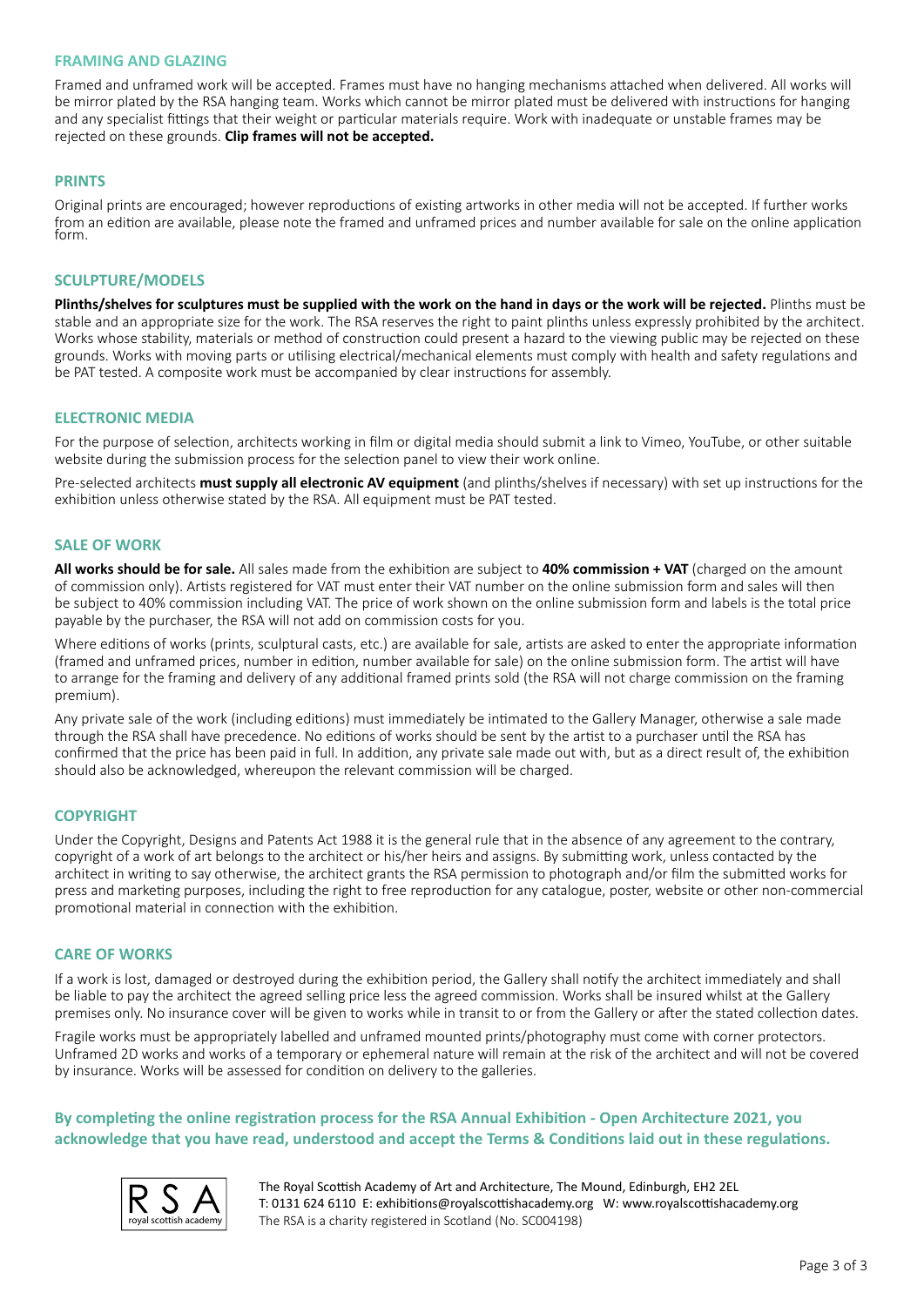## FRAMING AND GLAZING

Framed and unframed work will be accepted. Frames must have no hanging mechanisms attached when delivered. All works will be mirror plated by the RSA hanging team. Works which cannot be mirror plated must be delivered with instructions for hanging and any specialist fittings that their weight or particular materials require. Work with inadequate or unstable frames may be rejected on these grounds. **Clip frames will not be accepted.**

## PRINTS

Original prints are encouraged; however reproductions of existing artworks in other media will not be accepted. If further works from an edition are available, please note the framed and unframed prices and number available for sale on the online application form.

## SCULPTURE/MODELS

**Plinths/shelves for sculptures must be supplied with the work on the hand in days or the work will be rejected.** Plinths must be stable and an appropriate size for the work. The RSA reserves the right to paint plinths unless expressly prohibited by the architect. Works whose stability, materials or method of construction could present a hazard to the viewing public may be rejected on these grounds. Works with moving parts or utilising electrical/mechanical elements must comply with health and safety regulations and be PAT tested. A composite work must be accompanied by clear instructions for assembly.

## ELECTRONIC MEDIA

For the purpose of selection, architects working in film or digital media should submit a link to Vimeo, YouTube, or other suitable website during the submission process for the selection panel to view their work online.

Pre-selected architects **must supply all electronic AV equipment** (and plinths/shelves if necessary) with set up instructions for the exhibition unless otherwise stated by the RSA. All equipment must be PAT tested.

## SALE OF WORK

**All works should be for sale.** All sales made from the exhibition are subject to **40% commission + VAT** (charged on the amount of commission only). Artists registered for VAT must enter their VAT number on the online submission form and sales will then be subject to 40% commission including VAT. The price of work shown on the online submission form and labels is the total price payable by the purchaser, the RSA will not add on commission costs for you.

Where editions of works (prints, sculptural casts, etc.) are available for sale, artists are asked to enter the appropriate information (framed and unframed prices, number in edition, number available for sale) on the online submission form. The artist will have to arrange for the framing and delivery of any additional framed prints sold (the RSA will not charge commission on the framing premium).

Any private sale of the work (including editions) must immediately be intimated to the Gallery Manager, otherwise a sale made through the RSA shall have precedence. No editions of works should be sent by the artist to a purchaser until the RSA has confirmed that the price has been paid in full. In addition, any private sale made out with, but as a direct result of, the exhibition should also be acknowledged, whereupon the relevant commission will be charged.

## COPYRIGHT

Under the Copyright, Designs and Patents Act 1988 it is the general rule that in the absence of any agreement to the contrary, copyright of a work of art belongs to the architect or his/her heirs and assigns. By submitting work, unless contacted by the architect in writing to say otherwise, the architect grants the RSA permission to photograph and/or film the submitted works for press and marketing purposes, including the right to free reproduction for any catalogue, poster, website or other non-commercial promotional material in connection with the exhibition.

## CARE OF WORKS

If a work is lost, damaged or destroyed during the exhibition period, the Gallery shall notify the architect immediately and shall be liable to pay the architect the agreed selling price less the agreed commission. Works shall be insured whilst at the Gallery premises only. No insurance cover will be given to works while in transit to or from the Gallery or after the stated collection dates.

Fragile works must be appropriately labelled and unframed mounted prints/photography must come with corner protectors. Unframed 2D works and works of a temporary or ephemeral nature will remain at the risk of the architect and will not be covered by insurance. Works will be assessed for condition on delivery to the galleries.

**By completing the online registration process for the RSA Annual Exhibition - Open Architecture 2021, you acknowledge that you have read, understood and accept the Terms & Conditions laid out in these regulations.**

RSA
royal scottish academy

The Royal Scottish Academy of Art and Architecture, The Mound, Edinburgh, EH2 2EL
T: 0131 624 6110 E: exhibitions@royalscottishacademy.org W: www.royalscottishacademy.org
The RSA is a charity registered in Scotland (No. SC004198)